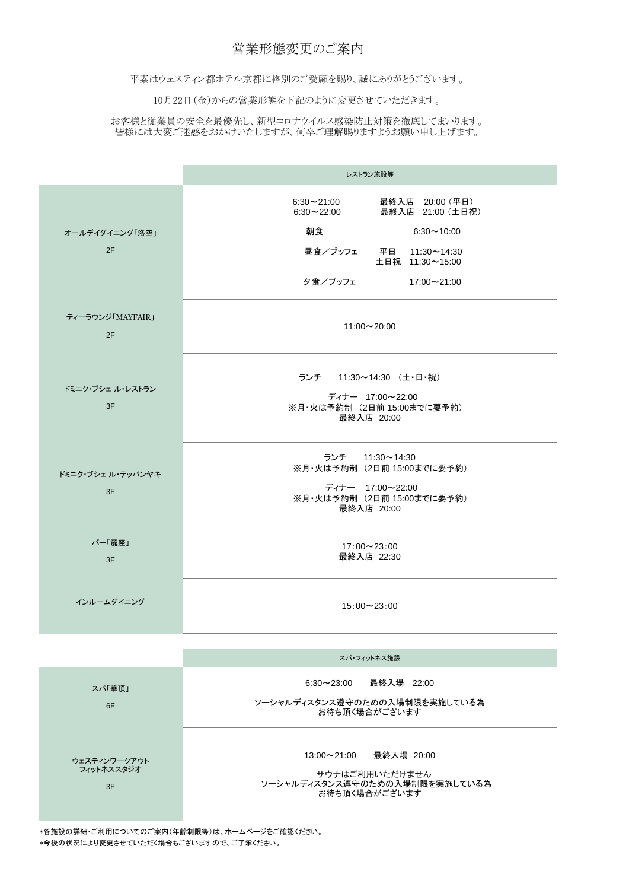# 営業形態変更のご案内

平素はウェスティン都ホテル京都に格別のご愛顧を賜り、誠にありがとうございます。

10月22日（金）からの営業形態を下記のように変更させていただきます。

お客様と従業員の安全を最優先し、新型コロナウイルス感染防止対策を徹底してまいります。
皆様には大変ご迷惑をおかけいたしますが、何卒ご理解賜りますようお願い申し上げます。

| | レストラン施設等 |
|---|---|
| オールデイダイニング「洛空」<br>2F | 6:30〜21:00　最終入店　20:00（平日）<br>6:30〜22:00　最終入店　21:00（土日祝）<br>朝食　6:30〜10:00<br>昼食／ブッフェ　平日　11:30〜14:30<br>土日祝　11:30〜15:00<br>夕食／ブッフェ　17:00〜21:00 |
| ティーラウンジ「MAYFAIR」<br>2F | 11:00〜20:00 |
| ドミニク・ブシェ ル・レストラン<br>3F | ランチ　11:30〜14:30 （土・日・祝）<br>ディナー　17:00〜22:00<br>※月・火は予約制 （2日前 15:00までに要予約）<br>最終入店　20:00 |
| ドミニク・ブシェ ル・テッパンヤキ<br>3F | ランチ　11:30〜14:30<br>※月・火は予約制 （2日前 15:00までに要予約）<br>ディナー　17:00〜22:00<br>※月・火は予約制 （2日前 15:00までに要予約）<br>最終入店　20:00 |
| バー「麓座」<br>3F | 17：00〜23：00<br>最終入店　22:30 |
| インルームダイニング | 15：00〜23：00 |

| | スパ・フィットネス施設 |
|---|---|
| スパ「華頂」<br>6F | 6:30〜23:00　最終入場　22:00<br>ソーシャルディスタンス遵守のための入場制限を実施している為<br>お待ち頂く場合がございます |
| ウェスティンワークアウト<br>フィットネススタジオ<br>3F | 13:00〜21:00　最終入場　20:00<br>サウナはご利用いただけません<br>ソーシャルディスタンス遵守のための入場制限を実施している為<br>お待ち頂く場合がございます |

*各施設の詳細・ご利用についてのご案内（年齢制限等）は、ホームページをご確認ください。
*今後の状況により変更させていただく場合もございますので、ご了承ください。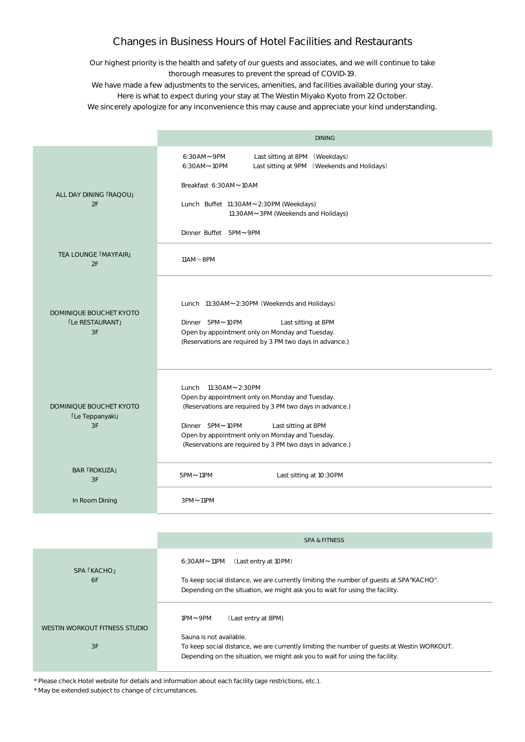# Changes in Business Hours of Hotel Facilities and Restaurants

Our highest priority is the health and safety of our guests and associates, and we will continue to take thorough measures to prevent the spread of COVID-19.
We have made a few adjustments to the services, amenities, and facilities available during your stay.
Here is what to expect during your stay at The Westin Miyako Kyoto from 22 October.
We sincerely apologize for any inconvenience this may cause and appreciate your kind understanding.

| | DINING |
|---|---|
| ALL DAY DINING「RAQOU」 2F | 6:30AM～9PM Last sitting at 8PM （Weekdays）<br>6:30AM～10PM Last sitting at 9PM （Weekends and Holidays）<br><br>Breakfast 6:30AM～10AM<br><br>Lunch Buffet 11:30AM～2:30PM (Weekdays)<br>11:30AM～3PM (Weekends and Holidays)<br><br>Dinner Buffet 5PM～9PM |
| TEA LOUNGE「MAYFAIR」 2F | 11AM～8PM |
| DOMINIQUE BOUCHET KYOTO「Le RESTAURANT」 3F | Lunch 11:30AM～2:30PM（Weekends and Holidays）<br><br>Dinner 5PM～10PM Last sitting at 8PM<br>Open by appointment only on Monday and Tuesday.<br>(Reservations are required by 3 PM two days in advance.) |
| DOMINIQUE BOUCHET KYOTO「Le Teppanyaki」 3F | Lunch 11:30AM～2:30PM<br>Open by appointment only on Monday and Tuesday.<br>(Reservations are required by 3 PM two days in advance.)<br><br>Dinner 5PM～10PM Last sitting at 8PM<br>Open by appointment only on Monday and Tuesday.<br>(Reservations are required by 3 PM two days in advance.) |
| BAR「ROKUZA」 3F | 5PM～11PM Last sitting at 10:30PM |
| In Room Dining | 3PM～11PM |

| | SPA & FITNESS |
|---|---|
| SPA「KACHO」 6F | 6:30AM～11PM （Last entry at 10PM）<br><br>To keep social distance, we are currently limiting the number of guests at SPA"KACHO".<br>Depending on the situation, we might ask you to wait for using the facility. |
| WESTIN WORKOUT FITNESS STUDIO 3F | 1PM～9PM （Last entry at 8PM）<br><br>Sauna is not available.<br>To keep social distance, we are currently limiting the number of guests at Westin WORKOUT.<br>Depending on the situation, we might ask you to wait for using the facility. |

* Please check Hotel website for details and information about each facility (age restrictions, etc.).
* May be extended subject to change of circumstances.